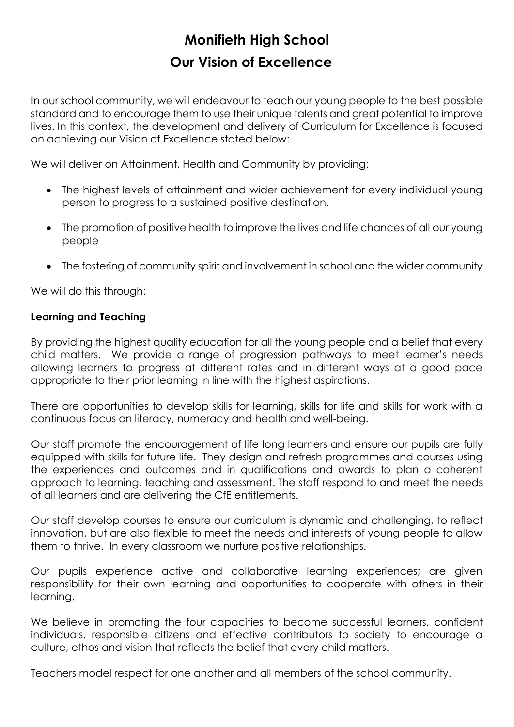# Monifieth High School

## Our Vision of Excellence

In our school community, we will endeavour to teach our young people to the best possible standard and to encourage them to use their unique talents and great potential to improve lives. In this context, the development and delivery of Curriculum for Excellence is focused on achieving our Vision of Excellence stated below:

We will deliver on Attainment, Health and Community by providing:

- The highest levels of attainment and wider achievement for every individual young person to progress to a sustained positive destination.
- The promotion of positive health to improve the lives and life chances of all our young people
- The fostering of community spirit and involvement in school and the wider community

We will do this through:

**Learning and Teaching**

By providing the highest quality education for all the young people and a belief that every child matters. We provide a range of progression pathways to meet learner's needs allowing learners to progress at different rates and in different ways at a good pace appropriate to their prior learning in line with the highest aspirations.

There are opportunities to develop skills for learning, skills for life and skills for work with a continuous focus on literacy, numeracy and health and well-being.

Our staff promote the encouragement of life long learners and ensure our pupils are fully equipped with skills for future life. They design and refresh programmes and courses using the experiences and outcomes and in qualifications and awards to plan a coherent approach to learning, teaching and assessment. The staff respond to and meet the needs of all learners and are delivering the CfE entitlements.

Our staff develop courses to ensure our curriculum is dynamic and challenging, to reflect innovation, but are also flexible to meet the needs and interests of young people to allow them to thrive. In every classroom we nurture positive relationships.

Our pupils experience active and collaborative learning experiences; are given responsibility for their own learning and opportunities to cooperate with others in their learning.

We believe in promoting the four capacities to become successful learners, confident individuals, responsible citizens and effective contributors to society to encourage a culture, ethos and vision that reflects the belief that every child matters.

Teachers model respect for one another and all members of the school community.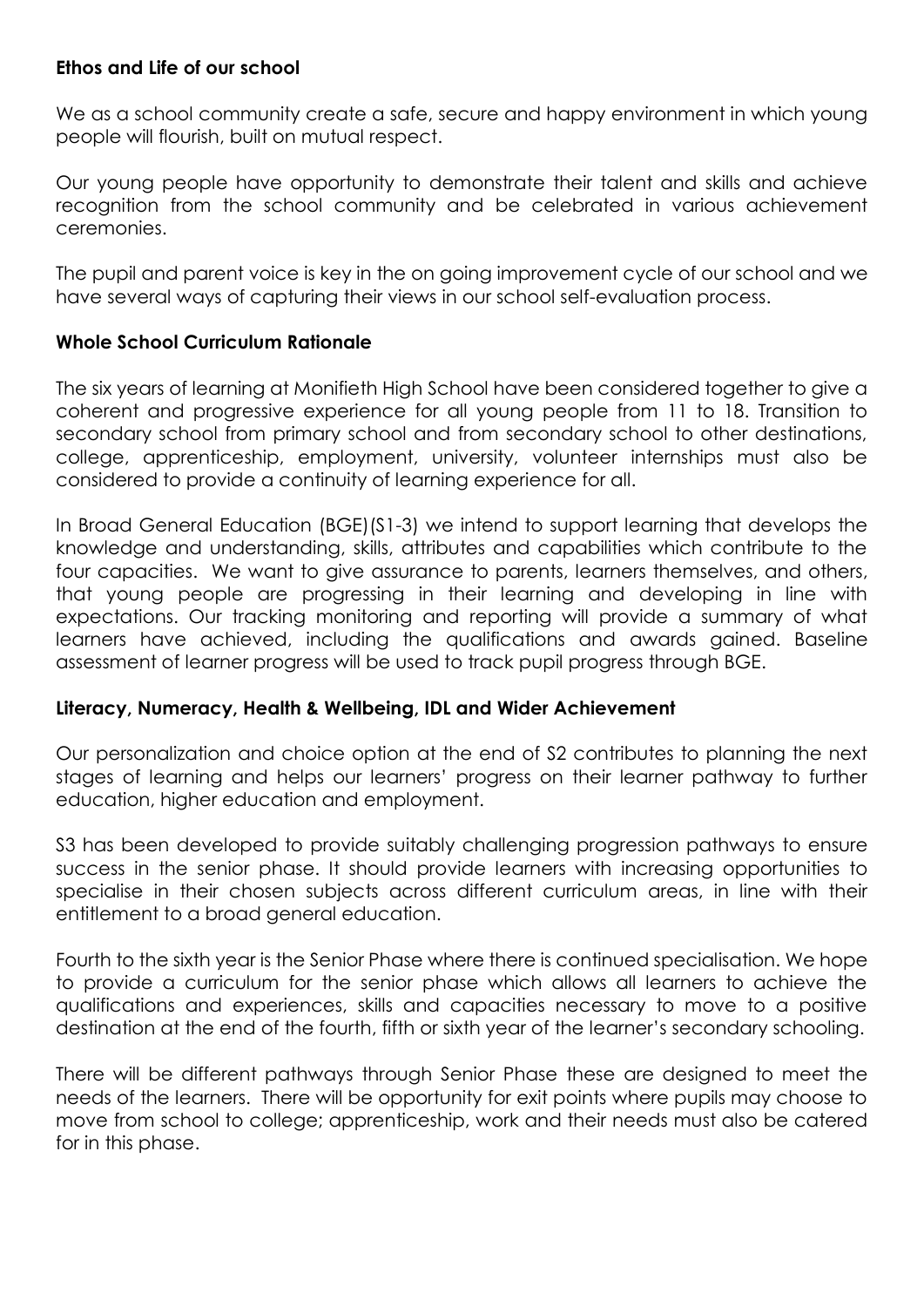**Ethos and Life of our school**

We as a school community create a safe, secure and happy environment in which young people will flourish, built on mutual respect.

Our young people have opportunity to demonstrate their talent and skills and achieve recognition from the school community and be celebrated in various achievement ceremonies.

The pupil and parent voice is key in the on going improvement cycle of our school and we have several ways of capturing their views in our school self-evaluation process.

**Whole School Curriculum Rationale**

The six years of learning at Monifieth High School have been considered together to give a coherent and progressive experience for all young people from 11 to 18. Transition to secondary school from primary school and from secondary school to other destinations, college, apprenticeship, employment, university, volunteer internships must also be considered to provide a continuity of learning experience for all.

In Broad General Education (BGE)(S1-3) we intend to support learning that develops the knowledge and understanding, skills, attributes and capabilities which contribute to the four capacities. We want to give assurance to parents, learners themselves, and others, that young people are progressing in their learning and developing in line with expectations. Our tracking monitoring and reporting will provide a summary of what learners have achieved, including the qualifications and awards gained. Baseline assessment of learner progress will be used to track pupil progress through BGE.

**Literacy, Numeracy, Health & Wellbeing, IDL and Wider Achievement**

Our personalization and choice option at the end of S2 contributes to planning the next stages of learning and helps our learners' progress on their learner pathway to further education, higher education and employment.

S3 has been developed to provide suitably challenging progression pathways to ensure success in the senior phase. It should provide learners with increasing opportunities to specialise in their chosen subjects across different curriculum areas, in line with their entitlement to a broad general education.

Fourth to the sixth year is the Senior Phase where there is continued specialisation. We hope to provide a curriculum for the senior phase which allows all learners to achieve the qualifications and experiences, skills and capacities necessary to move to a positive destination at the end of the fourth, fifth or sixth year of the learner's secondary schooling.

There will be different pathways through Senior Phase these are designed to meet the needs of the learners. There will be opportunity for exit points where pupils may choose to move from school to college; apprenticeship, work and their needs must also be catered for in this phase.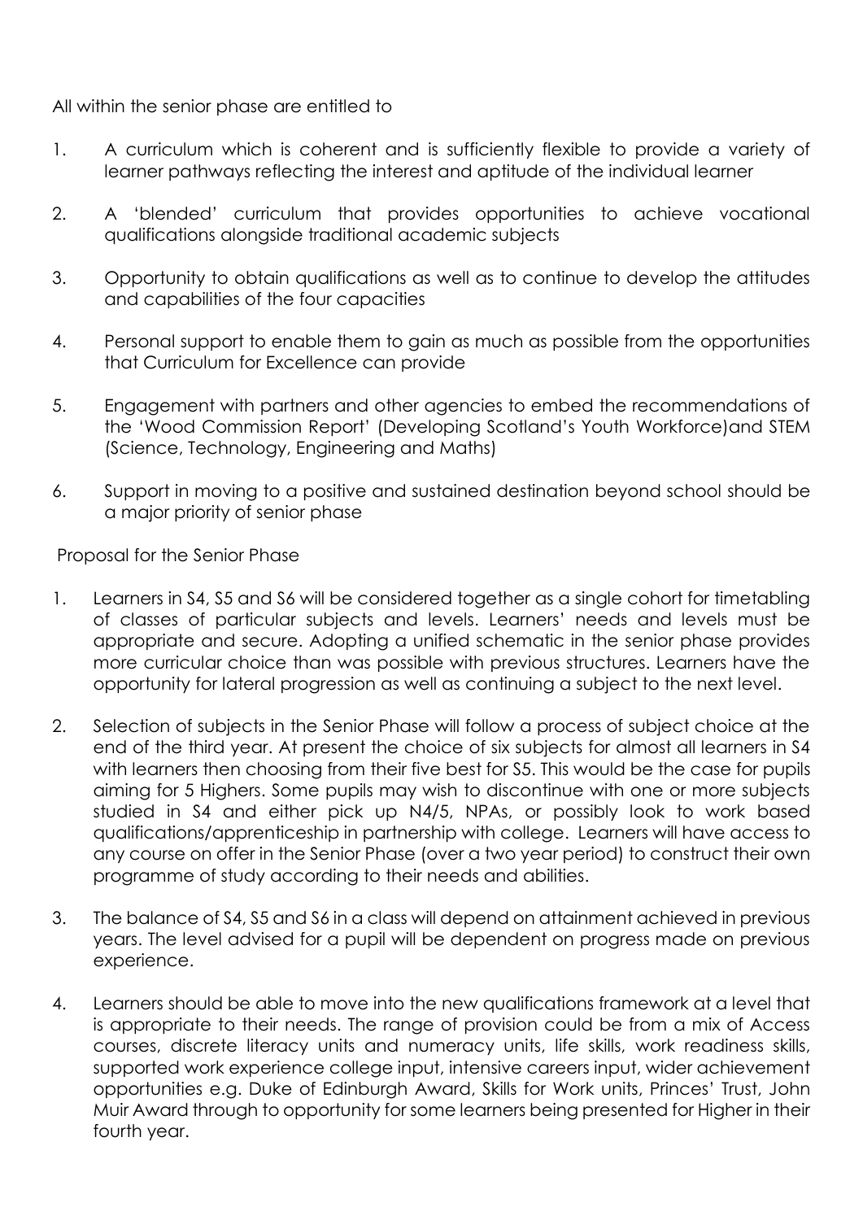All within the senior phase are entitled to

1. A curriculum which is coherent and is sufficiently flexible to provide a variety of learner pathways reflecting the interest and aptitude of the individual learner
2. A 'blended' curriculum that provides opportunities to achieve vocational qualifications alongside traditional academic subjects
3. Opportunity to obtain qualifications as well as to continue to develop the attitudes and capabilities of the four capacities
4. Personal support to enable them to gain as much as possible from the opportunities that Curriculum for Excellence can provide
5. Engagement with partners and other agencies to embed the recommendations of the 'Wood Commission Report' (Developing Scotland's Youth Workforce)and STEM (Science, Technology, Engineering and Maths)
6. Support in moving to a positive and sustained destination beyond school should be a major priority of senior phase

Proposal for the Senior Phase

1. Learners in S4, S5 and S6 will be considered together as a single cohort for timetabling of classes of particular subjects and levels. Learners' needs and levels must be appropriate and secure. Adopting a unified schematic in the senior phase provides more curricular choice than was possible with previous structures. Learners have the opportunity for lateral progression as well as continuing a subject to the next level.
2. Selection of subjects in the Senior Phase will follow a process of subject choice at the end of the third year. At present the choice of six subjects for almost all learners in S4 with learners then choosing from their five best for S5. This would be the case for pupils aiming for 5 Highers. Some pupils may wish to discontinue with one or more subjects studied in S4 and either pick up N4/5, NPAs, or possibly look to work based qualifications/apprenticeship in partnership with college. Learners will have access to any course on offer in the Senior Phase (over a two year period) to construct their own programme of study according to their needs and abilities.
3. The balance of S4, S5 and S6 in a class will depend on attainment achieved in previous years. The level advised for a pupil will be dependent on progress made on previous experience.
4. Learners should be able to move into the new qualifications framework at a level that is appropriate to their needs. The range of provision could be from a mix of Access courses, discrete literacy units and numeracy units, life skills, work readiness skills, supported work experience college input, intensive careers input, wider achievement opportunities e.g. Duke of Edinburgh Award, Skills for Work units, Princes' Trust, John Muir Award through to opportunity for some learners being presented for Higher in their fourth year.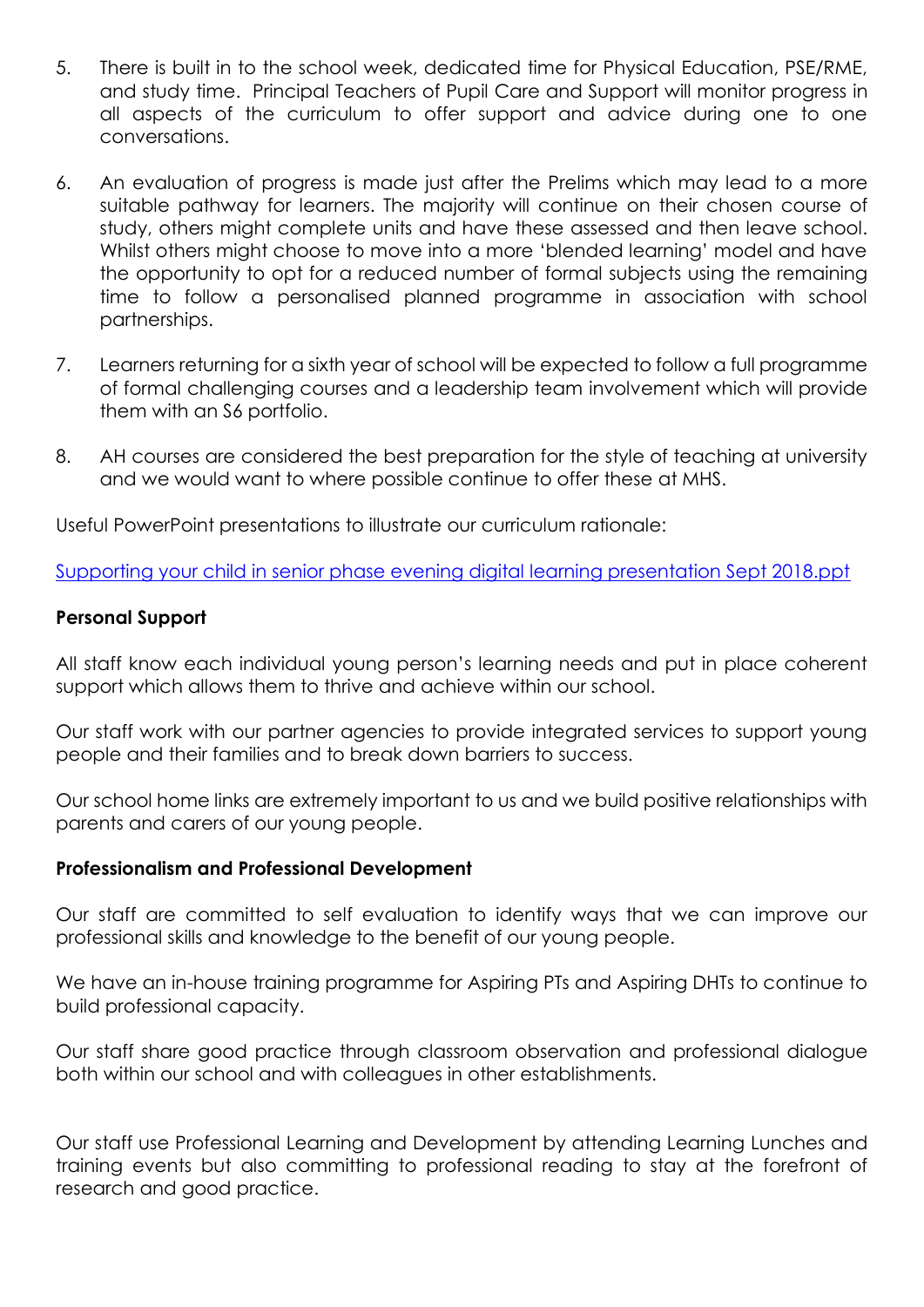5. There is built in to the school week, dedicated time for Physical Education, PSE/RME, and study time. Principal Teachers of Pupil Care and Support will monitor progress in all aspects of the curriculum to offer support and advice during one to one conversations.

6. An evaluation of progress is made just after the Prelims which may lead to a more suitable pathway for learners. The majority will continue on their chosen course of study, others might complete units and have these assessed and then leave school. Whilst others might choose to move into a more 'blended learning' model and have the opportunity to opt for a reduced number of formal subjects using the remaining time to follow a personalised planned programme in association with school partnerships.

7. Learners returning for a sixth year of school will be expected to follow a full programme of formal challenging courses and a leadership team involvement which will provide them with an S6 portfolio.

8. AH courses are considered the best preparation for the style of teaching at university and we would want to where possible continue to offer these at MHS.

Useful PowerPoint presentations to illustrate our curriculum rationale:

[Supporting your child in senior phase evening digital learning presentation Sept 2018.ppt]

**Personal Support**

All staff know each individual young person's learning needs and put in place coherent support which allows them to thrive and achieve within our school.

Our staff work with our partner agencies to provide integrated services to support young people and their families and to break down barriers to success.

Our school home links are extremely important to us and we build positive relationships with parents and carers of our young people.

**Professionalism and Professional Development**

Our staff are committed to self evaluation to identify ways that we can improve our professional skills and knowledge to the benefit of our young people.

We have an in-house training programme for Aspiring PTs and Aspiring DHTs to continue to build professional capacity.

Our staff share good practice through classroom observation and professional dialogue both within our school and with colleagues in other establishments.

Our staff use Professional Learning and Development by attending Learning Lunches and training events but also committing to professional reading to stay at the forefront of research and good practice.